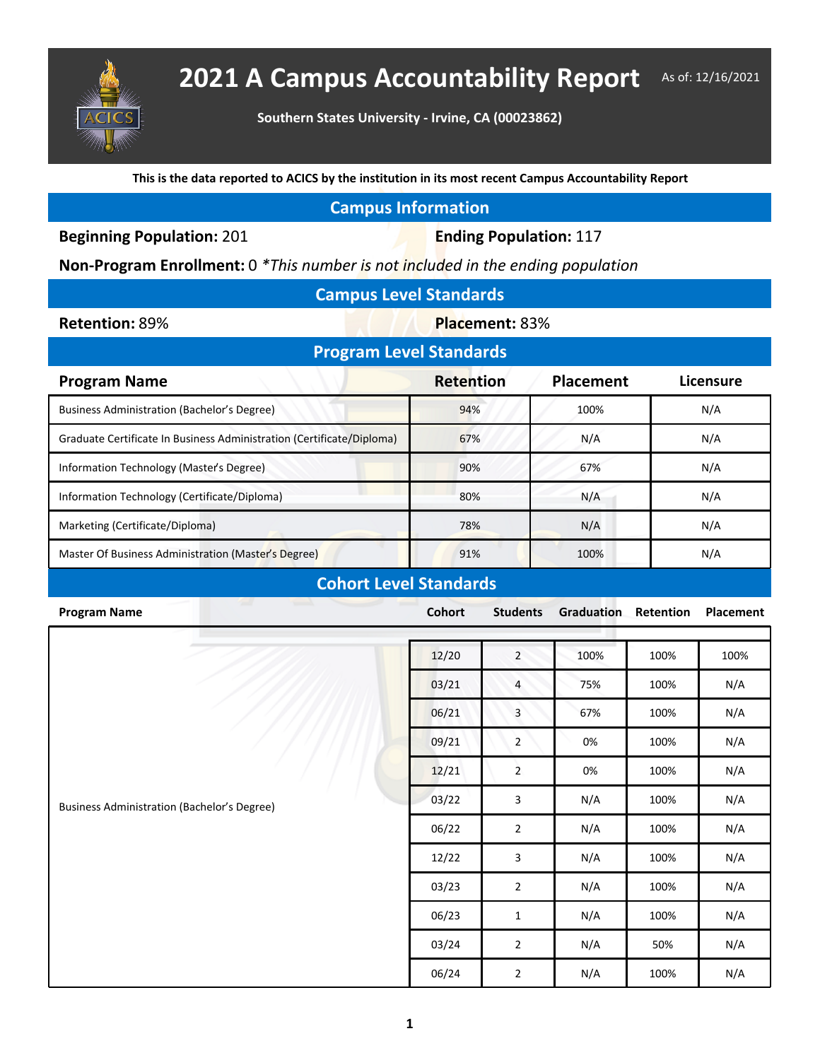# 2021 A Campus Accountability Report

As of: 12/16/2021

**Southern States University - Irvine, CA (00023862)**

**This is the data reported to ACICS by the institution in its most recent Campus Accountability Report**

## Campus Information

**Beginning Population:** 201

**Ending Population:** 117

**Non-Program Enrollment:** 0 *\*This number is not included in the ending population*

## Campus Level Standards

**Retention:** 89%

**Placement:** 83%

## Program Level Standards

| Program Name | Retention | Placement | Licensure |
|---|---|---|---|
| Business Administration (Bachelor's Degree) | 94% | 100% | N/A |
| Graduate Certificate In Business Administration (Certificate/Diploma) | 67% | N/A | N/A |
| Information Technology (Master's Degree) | 90% | 67% | N/A |
| Information Technology (Certificate/Diploma) | 80% | N/A | N/A |
| Marketing (Certificate/Diploma) | 78% | N/A | N/A |
| Master Of Business Administration (Master's Degree) | 91% | 100% | N/A |

## Cohort Level Standards

| Program Name | Cohort | Students | Graduation | Retention | Placement |
|---|---|---|---|---|---|
| Business Administration (Bachelor's Degree) | 12/20 | 2 | 100% | 100% | 100% |
| | 03/21 | 4 | 75% | 100% | N/A |
| | 06/21 | 3 | 67% | 100% | N/A |
| | 09/21 | 2 | 0% | 100% | N/A |
| | 12/21 | 2 | 0% | 100% | N/A |
| | 03/22 | 3 | N/A | 100% | N/A |
| | 06/22 | 2 | N/A | 100% | N/A |
| | 12/22 | 3 | N/A | 100% | N/A |
| | 03/23 | 2 | N/A | 100% | N/A |
| | 06/23 | 1 | N/A | 100% | N/A |
| | 03/24 | 2 | N/A | 50% | N/A |
| | 06/24 | 2 | N/A | 100% | N/A |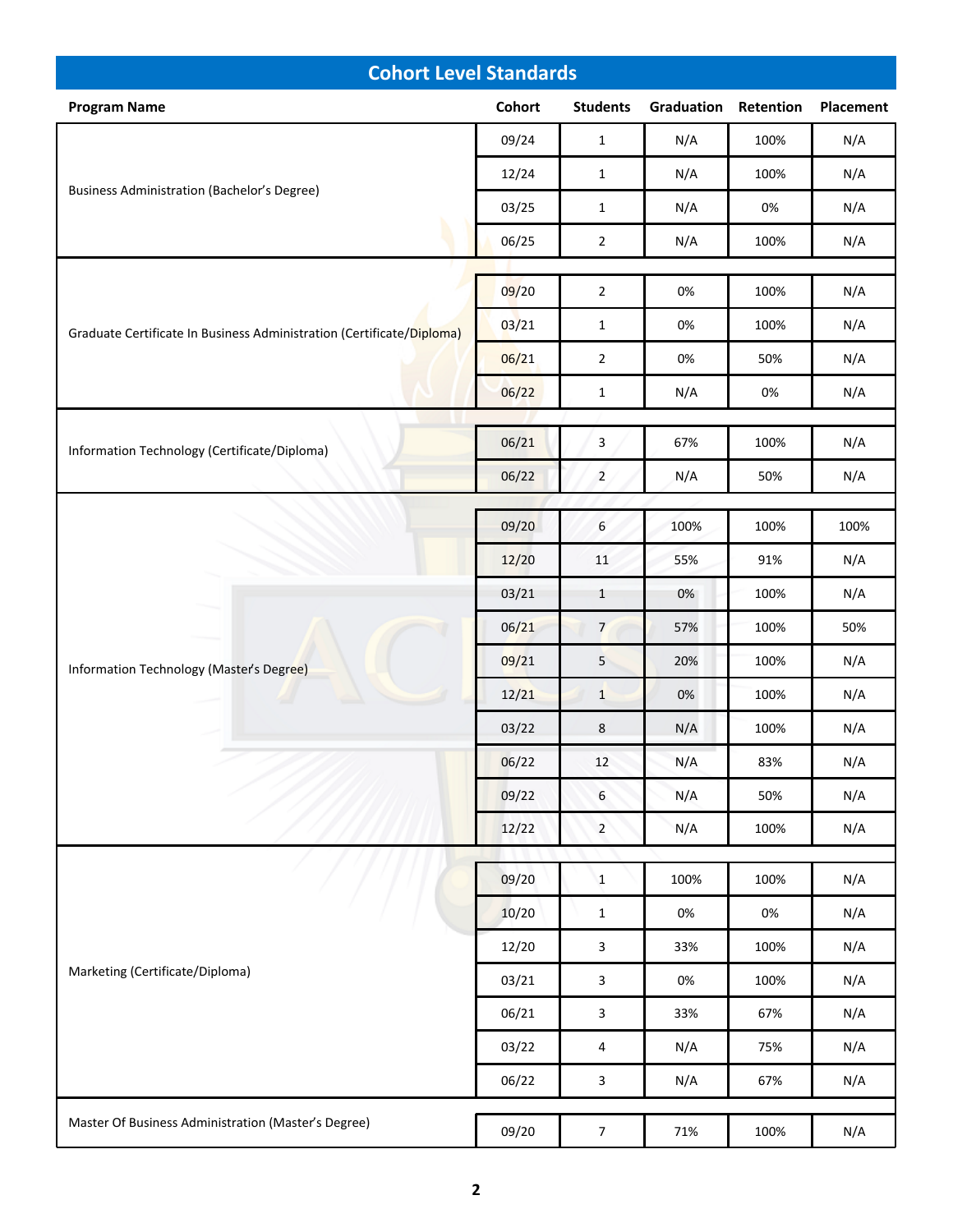## Cohort Level Standards

| Program Name | Cohort | Students | Graduation | Retention | Placement |
|---|---|---|---|---|---|
| Business Administration (Bachelor's Degree) | 09/24 | 1 | N/A | 100% | N/A |
| | 12/24 | 1 | N/A | 100% | N/A |
| | 03/25 | 1 | N/A | 0% | N/A |
| | 06/25 | 2 | N/A | 100% | N/A |
| Graduate Certificate In Business Administration (Certificate/Diploma) | 09/20 | 2 | 0% | 100% | N/A |
| | 03/21 | 1 | 0% | 100% | N/A |
| | 06/21 | 2 | 0% | 50% | N/A |
| | 06/22 | 1 | N/A | 0% | N/A |
| Information Technology (Certificate/Diploma) | 06/21 | 3 | 67% | 100% | N/A |
| | 06/22 | 2 | N/A | 50% | N/A |
| Information Technology (Master's Degree) | 09/20 | 6 | 100% | 100% | 100% |
| | 12/20 | 11 | 55% | 91% | N/A |
| | 03/21 | 1 | 0% | 100% | N/A |
| | 06/21 | 7 | 57% | 100% | 50% |
| | 09/21 | 5 | 20% | 100% | N/A |
| | 12/21 | 1 | 0% | 100% | N/A |
| | 03/22 | 8 | N/A | 100% | N/A |
| | 06/22 | 12 | N/A | 83% | N/A |
| | 09/22 | 6 | N/A | 50% | N/A |
| | 12/22 | 2 | N/A | 100% | N/A |
| Marketing (Certificate/Diploma) | 09/20 | 1 | 100% | 100% | N/A |
| | 10/20 | 1 | 0% | 0% | N/A |
| | 12/20 | 3 | 33% | 100% | N/A |
| | 03/21 | 3 | 0% | 100% | N/A |
| | 06/21 | 3 | 33% | 67% | N/A |
| | 03/22 | 4 | N/A | 75% | N/A |
| | 06/22 | 3 | N/A | 67% | N/A |
| Master Of Business Administration (Master's Degree) | 09/20 | 7 | 71% | 100% | N/A |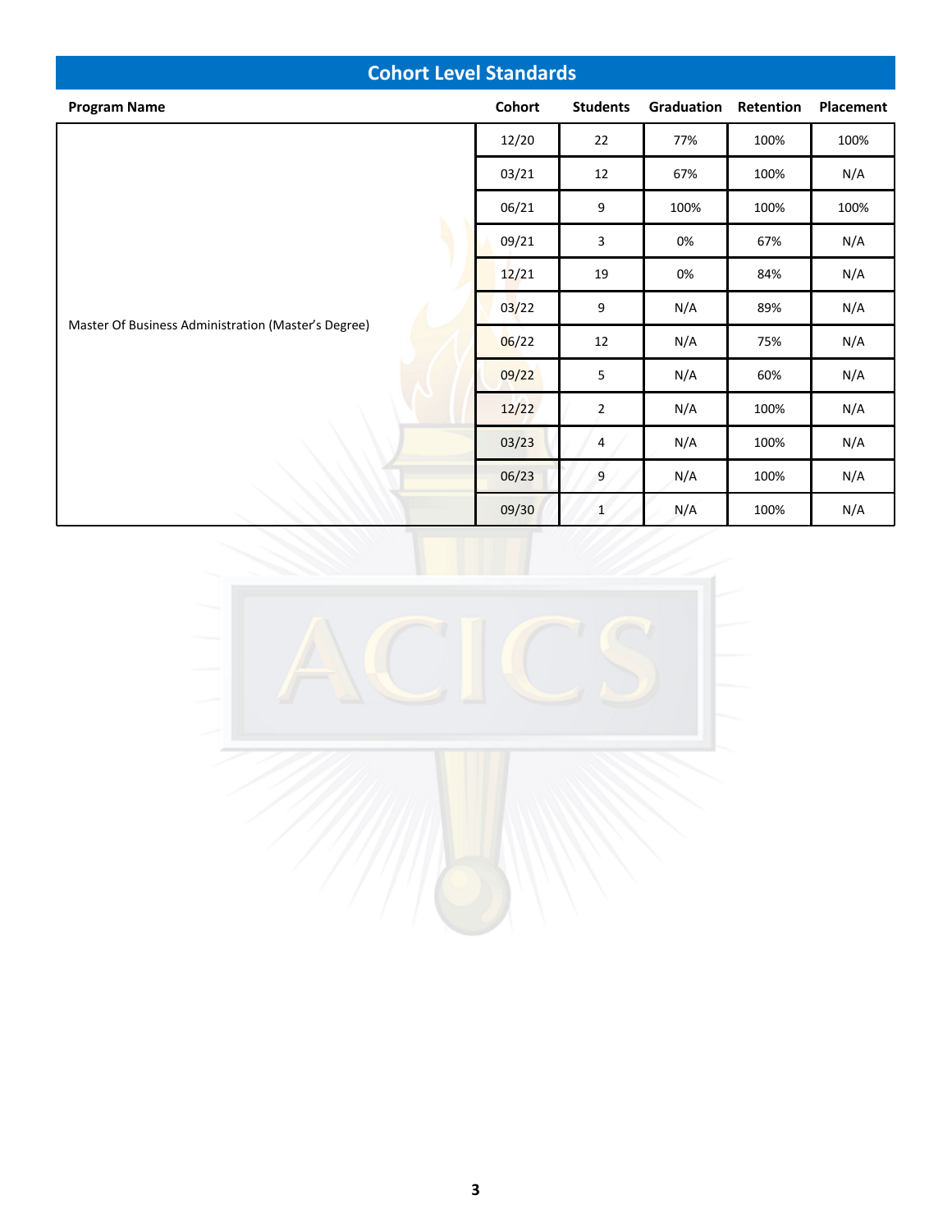## Cohort Level Standards

| Program Name | Cohort | Students | Graduation | Retention | Placement |
|---|---|---|---|---|---|
| Master Of Business Administration (Master's Degree) | 12/20 | 22 | 77% | 100% | 100% |
| | 03/21 | 12 | 67% | 100% | N/A |
| | 06/21 | 9 | 100% | 100% | 100% |
| | 09/21 | 3 | 0% | 67% | N/A |
| | 12/21 | 19 | 0% | 84% | N/A |
| | 03/22 | 9 | N/A | 89% | N/A |
| | 06/22 | 12 | N/A | 75% | N/A |
| | 09/22 | 5 | N/A | 60% | N/A |
| | 12/22 | 2 | N/A | 100% | N/A |
| | 03/23 | 4 | N/A | 100% | N/A |
| | 06/23 | 9 | N/A | 100% | N/A |
| | 09/30 | 1 | N/A | 100% | N/A |